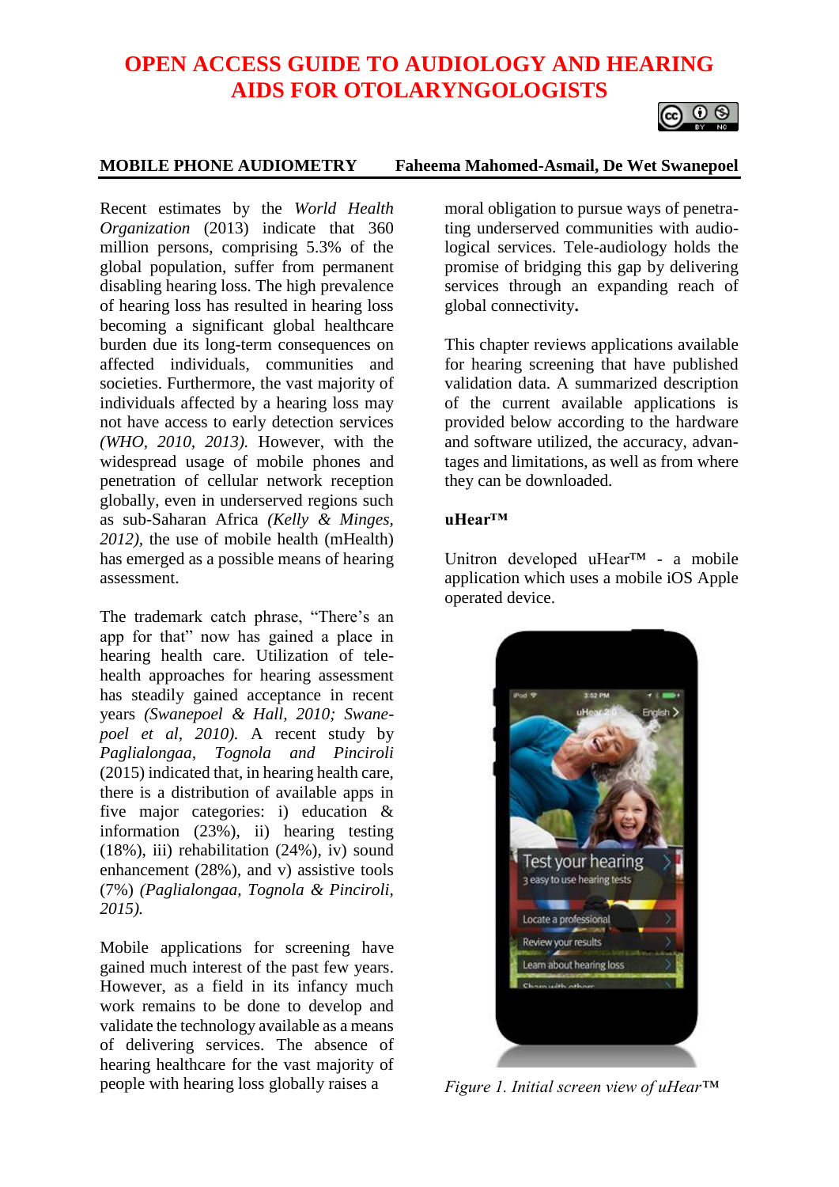# OPEN ACCESS GUIDE TO AUDIOLOGY AND HEARING AIDS FOR OTOLARYNGOLOGISTS

## MOBILE PHONE AUDIOMETRY

**Faheema Mahomed-Asmail, De Wet Swanepoel**

Recent estimates by the *World Health Organization* (2013) indicate that 360 million persons, comprising 5.3% of the global population, suffer from permanent disabling hearing loss. The high prevalence of hearing loss has resulted in hearing loss becoming a significant global healthcare burden due its long-term consequences on affected individuals, communities and societies. Furthermore, the vast majority of individuals affected by a hearing loss may not have access to early detection services *(WHO, 2010, 2013).* However, with the widespread usage of mobile phones and penetration of cellular network reception globally, even in underserved regions such as sub-Saharan Africa *(Kelly & Minges, 2012),* the use of mobile health (mHealth) has emerged as a possible means of hearing assessment.

The trademark catch phrase, "There's an app for that" now has gained a place in hearing health care. Utilization of tele-health approaches for hearing assessment has steadily gained acceptance in recent years *(Swanepoel & Hall, 2010; Swanepoel et al, 2010).* A recent study by *Paglialongaa, Tognola and Pinciroli* (2015) indicated that, in hearing health care, there is a distribution of available apps in five major categories: i) education & information (23%), ii) hearing testing (18%), iii) rehabilitation (24%), iv) sound enhancement (28%), and v) assistive tools (7%) *(Paglialongaa, Tognola & Pinciroli, 2015).*

Mobile applications for screening have gained much interest of the past few years. However, as a field in its infancy much work remains to be done to develop and validate the technology available as a means of delivering services. The absence of hearing healthcare for the vast majority of people with hearing loss globally raises a moral obligation to pursue ways of penetrating underserved communities with audiological services. Tele-audiology holds the promise of bridging this gap by delivering services through an expanding reach of global connectivity**.**

This chapter reviews applications available for hearing screening that have published validation data. A summarized description of the current available applications is provided below according to the hardware and software utilized, the accuracy, advantages and limitations, as well as from where they can be downloaded.

### uHear™

Unitron developed uHear™ - a mobile application which uses a mobile iOS Apple operated device.

*Figure 1. Initial screen view of uHear™*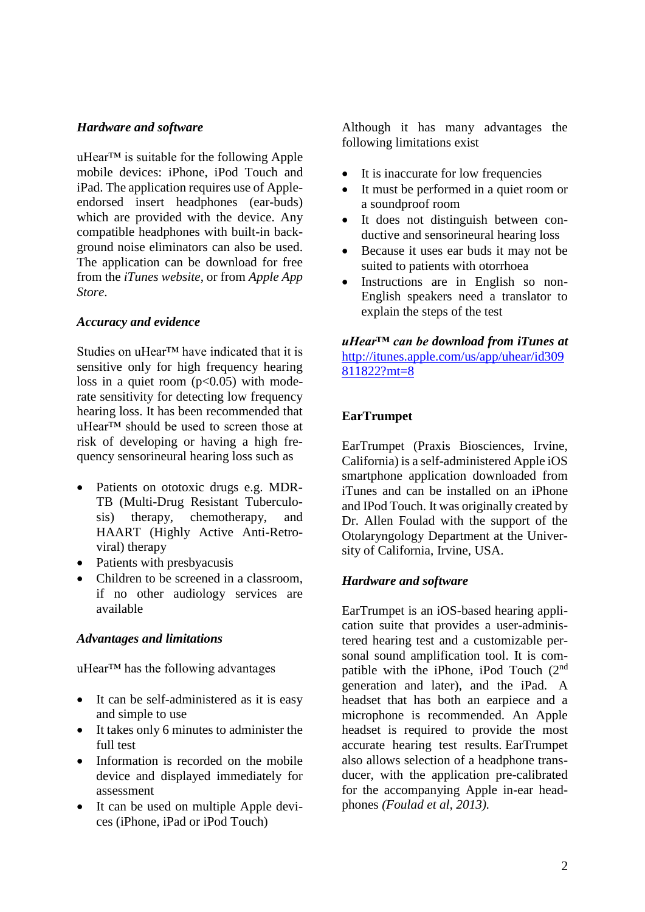### *Hardware and software*

uHear™ is suitable for the following Apple mobile devices: iPhone, iPod Touch and iPad. The application requires use of Apple-endorsed insert headphones (ear-buds) which are provided with the device. Any compatible headphones with built-in background noise eliminators can also be used. The application can be download for free from the *iTunes website*, or from *Apple App Store*.

### *Accuracy and evidence*

Studies on uHear™ have indicated that it is sensitive only for high frequency hearing loss in a quiet room ($p<0.05$) with moderate sensitivity for detecting low frequency hearing loss. It has been recommended that uHear™ should be used to screen those at risk of developing or having a high frequency sensorineural hearing loss such as

- Patients on ototoxic drugs e.g. MDR-TB (Multi-Drug Resistant Tuberculosis) therapy, chemotherapy, and HAART (Highly Active Anti-Retroviral) therapy
- Patients with presbyacusis
- Children to be screened in a classroom, if no other audiology services are available

### *Advantages and limitations*

uHear™ has the following advantages

- It can be self-administered as it is easy and simple to use
- It takes only 6 minutes to administer the full test
- Information is recorded on the mobile device and displayed immediately for assessment
- It can be used on multiple Apple devices (iPhone, iPad or iPod Touch)

Although it has many advantages the following limitations exist

- It is inaccurate for low frequencies
- It must be performed in a quiet room or a soundproof room
- It does not distinguish between conductive and sensorineural hearing loss
- Because it uses ear buds it may not be suited to patients with otorrhoea
- Instructions are in English so non-English speakers need a translator to explain the steps of the test

***uHear™ can be download from iTunes at*** http://itunes.apple.com/us/app/uhear/id309811822?mt=8

## EarTrumpet

EarTrumpet (Praxis Biosciences, Irvine, California) is a self-administered Apple iOS smartphone application downloaded from iTunes and can be installed on an iPhone and IPod Touch. It was originally created by Dr. Allen Foulad with the support of the Otolaryngology Department at the University of California, Irvine, USA.

### *Hardware and software*

EarTrumpet is an iOS-based hearing application suite that provides a user-administered hearing test and a customizable personal sound amplification tool. It is compatible with the iPhone, iPod Touch (2nd generation and later), and the iPad. A headset that has both an earpiece and a microphone is recommended. An Apple headset is required to provide the most accurate hearing test results. EarTrumpet also allows selection of a headphone transducer, with the application pre-calibrated for the accompanying Apple in-ear headphones *(Foulad et al, 2013).*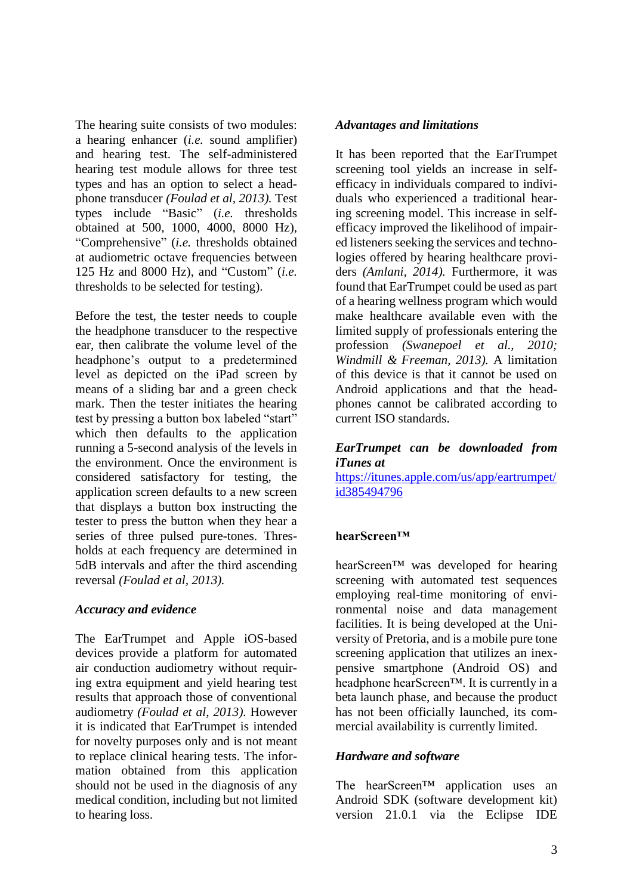The hearing suite consists of two modules: a hearing enhancer (*i.e.* sound amplifier) and hearing test. The self-administered hearing test module allows for three test types and has an option to select a headphone transducer *(Foulad et al, 2013).* Test types include "Basic" (*i.e.* thresholds obtained at 500, 1000, 4000, 8000 Hz), "Comprehensive" (*i.e.* thresholds obtained at audiometric octave frequencies between 125 Hz and 8000 Hz), and "Custom" (*i.e.* thresholds to be selected for testing).

Before the test, the tester needs to couple the headphone transducer to the respective ear, then calibrate the volume level of the headphone's output to a predetermined level as depicted on the iPad screen by means of a sliding bar and a green check mark. Then the tester initiates the hearing test by pressing a button box labeled "start" which then defaults to the application running a 5-second analysis of the levels in the environment. Once the environment is considered satisfactory for testing, the application screen defaults to a new screen that displays a button box instructing the tester to press the button when they hear a series of three pulsed pure-tones. Thresholds at each frequency are determined in 5dB intervals and after the third ascending reversal *(Foulad et al, 2013).*

### *Accuracy and evidence*

The EarTrumpet and Apple iOS-based devices provide a platform for automated air conduction audiometry without requiring extra equipment and yield hearing test results that approach those of conventional audiometry *(Foulad et al, 2013).* However it is indicated that EarTrumpet is intended for novelty purposes only and is not meant to replace clinical hearing tests. The information obtained from this application should not be used in the diagnosis of any medical condition, including but not limited to hearing loss.

### *Advantages and limitations*

It has been reported that the EarTrumpet screening tool yields an increase in self-efficacy in individuals compared to individuals who experienced a traditional hearing screening model. This increase in self-efficacy improved the likelihood of impaired listeners seeking the services and technologies offered by hearing healthcare providers *(Amlani, 2014).* Furthermore, it was found that EarTrumpet could be used as part of a hearing wellness program which would make healthcare available even with the limited supply of professionals entering the profession *(Swanepoel et al., 2010; Windmill & Freeman, 2013).* A limitation of this device is that it cannot be used on Android applications and that the headphones cannot be calibrated according to current ISO standards.

***EarTrumpet can be downloaded from iTunes at***
https://itunes.apple.com/us/app/eartrumpet/id385494796

## hearScreen™

hearScreen™ was developed for hearing screening with automated test sequences employing real-time monitoring of environmental noise and data management facilities. It is being developed at the University of Pretoria, and is a mobile pure tone screening application that utilizes an inexpensive smartphone (Android OS) and headphone hearScreen™. It is currently in a beta launch phase, and because the product has not been officially launched, its commercial availability is currently limited.

### *Hardware and software*

The hearScreen™ application uses an Android SDK (software development kit) version 21.0.1 via the Eclipse IDE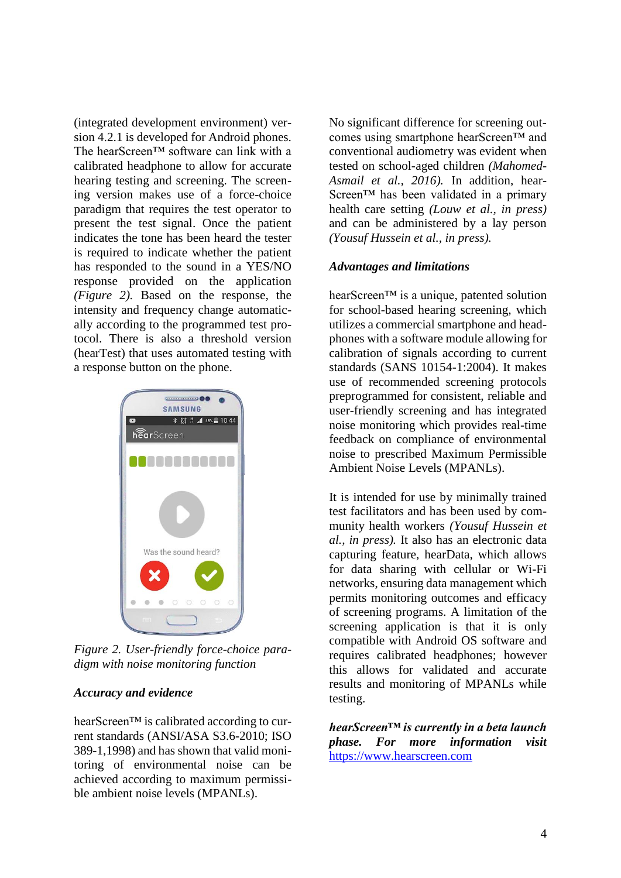(integrated development environment) version 4.2.1 is developed for Android phones. The hearScreen™ software can link with a calibrated headphone to allow for accurate hearing testing and screening. The screening version makes use of a force-choice paradigm that requires the test operator to present the test signal. Once the patient indicates the tone has been heard the tester is required to indicate whether the patient has responded to the sound in a YES/NO response provided on the application *(Figure 2)*. Based on the response, the intensity and frequency change automatically according to the programmed test protocol. There is also a threshold version (hearTest) that uses automated testing with a response button on the phone.

*Figure 2. User-friendly force-choice paradigm with noise monitoring function*

### *Accuracy and evidence*

hearScreen™ is calibrated according to current standards (ANSI/ASA S3.6-2010; ISO 389-1,1998) and has shown that valid monitoring of environmental noise can be achieved according to maximum permissible ambient noise levels (MPANLs).

No significant difference for screening outcomes using smartphone hearScreen™ and conventional audiometry was evident when tested on school-aged children *(Mahomed-Asmail et al., 2016)*. In addition, hearScreen™ has been validated in a primary health care setting *(Louw et al., in press)* and can be administered by a lay person *(Yousuf Hussein et al., in press)*.

### *Advantages and limitations*

hearScreen™ is a unique, patented solution for school-based hearing screening, which utilizes a commercial smartphone and headphones with a software module allowing for calibration of signals according to current standards (SANS 10154-1:2004). It makes use of recommended screening protocols preprogrammed for consistent, reliable and user-friendly screening and has integrated noise monitoring which provides real-time feedback on compliance of environmental noise to prescribed Maximum Permissible Ambient Noise Levels (MPANLs).

It is intended for use by minimally trained test facilitators and has been used by community health workers *(Yousuf Hussein et al., in press)*. It also has an electronic data capturing feature, hearData, which allows for data sharing with cellular or Wi-Fi networks, ensuring data management which permits monitoring outcomes and efficacy of screening programs. A limitation of the screening application is that it is only compatible with Android OS software and requires calibrated headphones; however this allows for validated and accurate results and monitoring of MPANLs while testing.

***hearScreen™ is currently in a beta launch phase. For more information visit*** https://www.hearscreen.com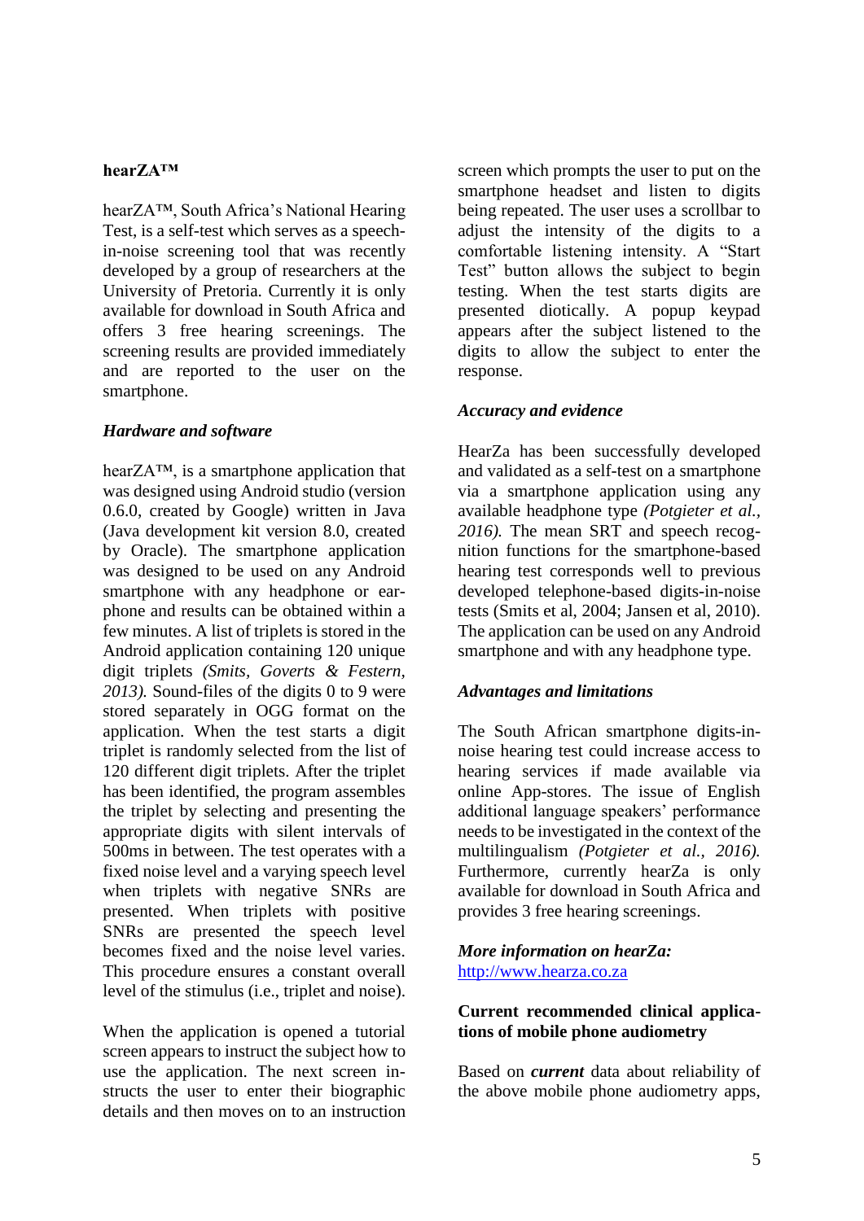**hearZA™**

hearZA™, South Africa's National Hearing Test, is a self-test which serves as a speech-in-noise screening tool that was recently developed by a group of researchers at the University of Pretoria. Currently it is only available for download in South Africa and offers 3 free hearing screenings. The screening results are provided immediately and are reported to the user on the smartphone.

### *Hardware and software*

hearZA™, is a smartphone application that was designed using Android studio (version 0.6.0, created by Google) written in Java (Java development kit version 8.0, created by Oracle). The smartphone application was designed to be used on any Android smartphone with any headphone or earphone and results can be obtained within a few minutes. A list of triplets is stored in the Android application containing 120 unique digit triplets *(Smits, Goverts & Festern, 2013).* Sound-files of the digits 0 to 9 were stored separately in OGG format on the application. When the test starts a digit triplet is randomly selected from the list of 120 different digit triplets. After the triplet has been identified, the program assembles the triplet by selecting and presenting the appropriate digits with silent intervals of 500ms in between. The test operates with a fixed noise level and a varying speech level when triplets with negative SNRs are presented. When triplets with positive SNRs are presented the speech level becomes fixed and the noise level varies. This procedure ensures a constant overall level of the stimulus (i.e., triplet and noise).

When the application is opened a tutorial screen appears to instruct the subject how to use the application. The next screen instructs the user to enter their biographic details and then moves on to an instruction screen which prompts the user to put on the smartphone headset and listen to digits being repeated. The user uses a scrollbar to adjust the intensity of the digits to a comfortable listening intensity. A "Start Test" button allows the subject to begin testing. When the test starts digits are presented diotically. A popup keypad appears after the subject listened to the digits to allow the subject to enter the response.

### *Accuracy and evidence*

HearZa has been successfully developed and validated as a self-test on a smartphone via a smartphone application using any available headphone type *(Potgieter et al., 2016).* The mean SRT and speech recognition functions for the smartphone-based hearing test corresponds well to previous developed telephone-based digits-in-noise tests (Smits et al, 2004; Jansen et al, 2010). The application can be used on any Android smartphone and with any headphone type.

### *Advantages and limitations*

The South African smartphone digits-in-noise hearing test could increase access to hearing services if made available via online App-stores. The issue of English additional language speakers' performance needs to be investigated in the context of the multilingualism *(Potgieter et al., 2016).* Furthermore, currently hearZa is only available for download in South Africa and provides 3 free hearing screenings.

***More information on hearZa:***
[http://www.hearza.co.za](http://www.hearza.co.za)

## Current recommended clinical applications of mobile phone audiometry

Based on ***current*** data about reliability of the above mobile phone audiometry apps,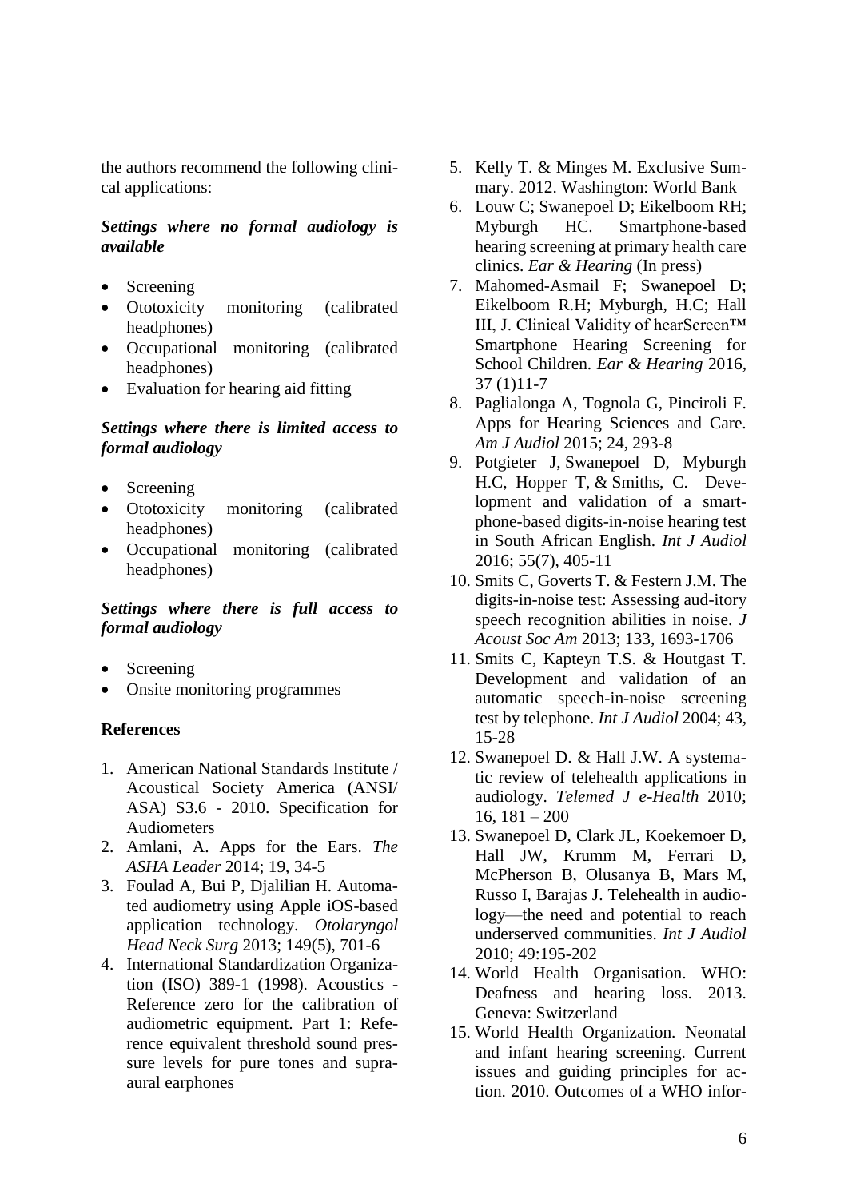the authors recommend the following clinical applications:

***Settings where no formal audiology is available***

- Screening
- Ototoxicity monitoring (calibrated headphones)
- Occupational monitoring (calibrated headphones)
- Evaluation for hearing aid fitting

***Settings where there is limited access to formal audiology***

- Screening
- Ototoxicity monitoring (calibrated headphones)
- Occupational monitoring (calibrated headphones)

***Settings where there is full access to formal audiology***

- Screening
- Onsite monitoring programmes

## References

1. American National Standards Institute / Acoustical Society America (ANSI/ ASA) S3.6 - 2010. Specification for Audiometers
2. Amlani, A. Apps for the Ears. *The ASHA Leader* 2014; 19, 34-5
3. Foulad A, Bui P, Djalilian H. Automated audiometry using Apple iOS-based application technology. *Otolaryngol Head Neck Surg* 2013; 149(5), 701-6
4. International Standardization Organization (ISO) 389-1 (1998). Acoustics - Reference zero for the calibration of audiometric equipment. Part 1: Reference equivalent threshold sound pressure levels for pure tones and supra-aural earphones
5. Kelly T. & Minges M. Exclusive Summary. 2012. Washington: World Bank
6. Louw C; Swanepoel D; Eikelboom RH; Myburgh HC. Smartphone-based hearing screening at primary health care clinics. *Ear & Hearing* (In press)
7. Mahomed-Asmail F; Swanepoel D; Eikelboom R.H; Myburgh, H.C; Hall III, J. Clinical Validity of hearScreen™ Smartphone Hearing Screening for School Children. *Ear & Hearing* 2016, 37 (1)11-7
8. Paglialonga A, Tognola G, Pinciroli F. Apps for Hearing Sciences and Care. *Am J Audiol* 2015; 24, 293-8
9. Potgieter J, Swanepoel D, Myburgh H.C, Hopper T, & Smiths, C. Development and validation of a smartphone-based digits-in-noise hearing test in South African English. *Int J Audiol* 2016; 55(7), 405-11
10. Smits C, Goverts T. & Festern J.M. The digits-in-noise test: Assessing aud-itory speech recognition abilities in noise. *J Acoust Soc Am* 2013; 133, 1693-1706
11. Smits C, Kapteyn T.S. & Houtgast T. Development and validation of an automatic speech-in-noise screening test by telephone. *Int J Audiol* 2004; 43, 15-28
12. Swanepoel D. & Hall J.W. A systematic review of telehealth applications in audiology. *Telemed J e-Health* 2010; 16, 181 – 200
13. Swanepoel D, Clark JL, Koekemoer D, Hall JW, Krumm M, Ferrari D, McPherson B, Olusanya B, Mars M, Russo I, Barajas J. Telehealth in audiology—the need and potential to reach underserved communities. *Int J Audiol* 2010; 49:195-202
14. World Health Organisation. WHO: Deafness and hearing loss. 2013. Geneva: Switzerland
15. World Health Organization. Neonatal and infant hearing screening. Current issues and guiding principles for action. 2010. Outcomes of a WHO infor-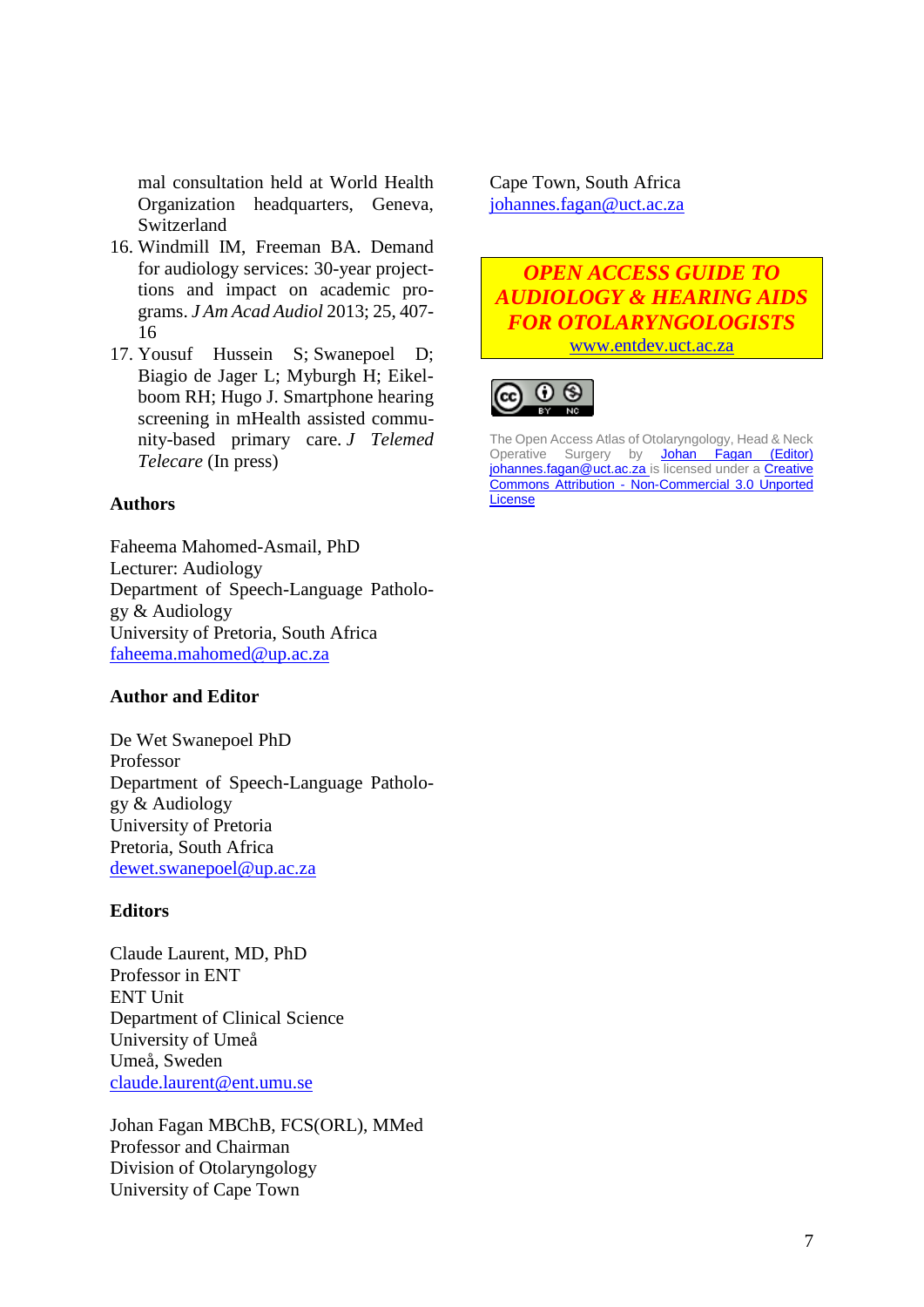mal consultation held at World Health Organization headquarters, Geneva, Switzerland

16. Windmill IM, Freeman BA. Demand for audiology services: 30-year projections and impact on academic programs. *J Am Acad Audiol* 2013; 25, 407-16
17. Yousuf Hussein S; Swanepoel D; Biagio de Jager L; Myburgh H; Eikelboom RH; Hugo J. Smartphone hearing screening in mHealth assisted community-based primary care. *J Telemed Telecare* (In press)

## Authors

Faheema Mahomed-Asmail, PhD
Lecturer: Audiology
Department of Speech-Language Pathology & Audiology
University of Pretoria, South Africa
faheema.mahomed@up.ac.za

## Author and Editor

De Wet Swanepoel PhD
Professor
Department of Speech-Language Pathology & Audiology
University of Pretoria
Pretoria, South Africa
dewet.swanepoel@up.ac.za

## Editors

Claude Laurent, MD, PhD
Professor in ENT
ENT Unit
Department of Clinical Science
University of Umeå
Umeå, Sweden
claude.laurent@ent.umu.se

Johan Fagan MBChB, FCS(ORL), MMed
Professor and Chairman
Division of Otolaryngology
University of Cape Town
Cape Town, South Africa
johannes.fagan@uct.ac.za

***OPEN ACCESS GUIDE TO AUDIOLOGY & HEARING AIDS FOR OTOLARYNGOLOGISTS***
www.entdev.uct.ac.za

The Open Access Atlas of Otolaryngology, Head & Neck Operative Surgery by Johan Fagan (Editor) johannes.fagan@uct.ac.za is licensed under a Creative Commons Attribution - Non-Commercial 3.0 Unported License